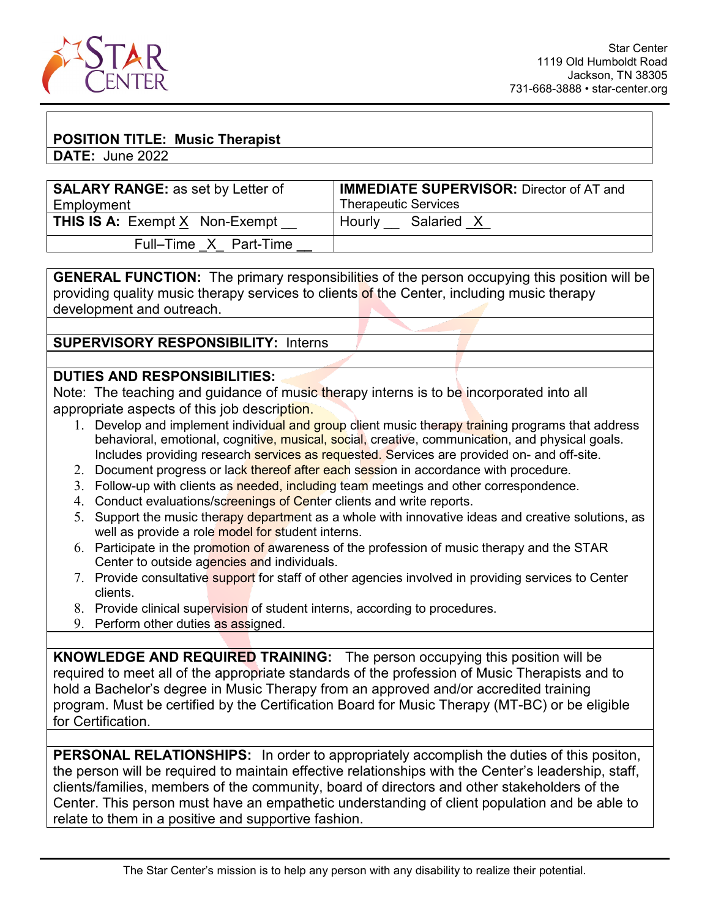Star Center
1119 Old Humboldt Road
Jackson, TN 38305
731-668-3888 • star-center.org

**POSITION TITLE: Music Therapist**

**DATE:** June 2022

| **SALARY RANGE:** as set by Letter of Employment | **IMMEDIATE SUPERVISOR:** Director of AT and Therapeutic Services |
|---|---|
| **THIS IS A:** Exempt X Non-Exempt __ | Hourly __ Salaried X |
| Full–Time X Part-Time __ | |

**GENERAL FUNCTION:** The primary responsibilities of the person occupying this position will be providing quality music therapy services to clients of the Center, including music therapy development and outreach.

**SUPERVISORY RESPONSIBILITY:** Interns

**DUTIES AND RESPONSIBILITIES:**

Note: The teaching and guidance of music therapy interns is to be incorporated into all appropriate aspects of this job description.

1. Develop and implement individual and group client music therapy training programs that address behavioral, emotional, cognitive, musical, social, creative, communication, and physical goals. Includes providing research services as requested. Services are provided on- and off-site.
2. Document progress or lack thereof after each session in accordance with procedure.
3. Follow-up with clients as needed, including team meetings and other correspondence.
4. Conduct evaluations/screenings of Center clients and write reports.
5. Support the music therapy department as a whole with innovative ideas and creative solutions, as well as provide a role model for student interns.
6. Participate in the promotion of awareness of the profession of music therapy and the STAR Center to outside agencies and individuals.
7. Provide consultative support for staff of other agencies involved in providing services to Center clients.
8. Provide clinical supervision of student interns, according to procedures.
9. Perform other duties as assigned.

**KNOWLEDGE AND REQUIRED TRAINING:** The person occupying this position will be required to meet all of the appropriate standards of the profession of Music Therapists and to hold a Bachelor's degree in Music Therapy from an approved and/or accredited training program. Must be certified by the Certification Board for Music Therapy (MT-BC) or be eligible for Certification.

**PERSONAL RELATIONSHIPS:** In order to appropriately accomplish the duties of this positon, the person will be required to maintain effective relationships with the Center's leadership, staff, clients/families, members of the community, board of directors and other stakeholders of the Center. This person must have an empathetic understanding of client population and be able to relate to them in a positive and supportive fashion.

The Star Center's mission is to help any person with any disability to realize their potential.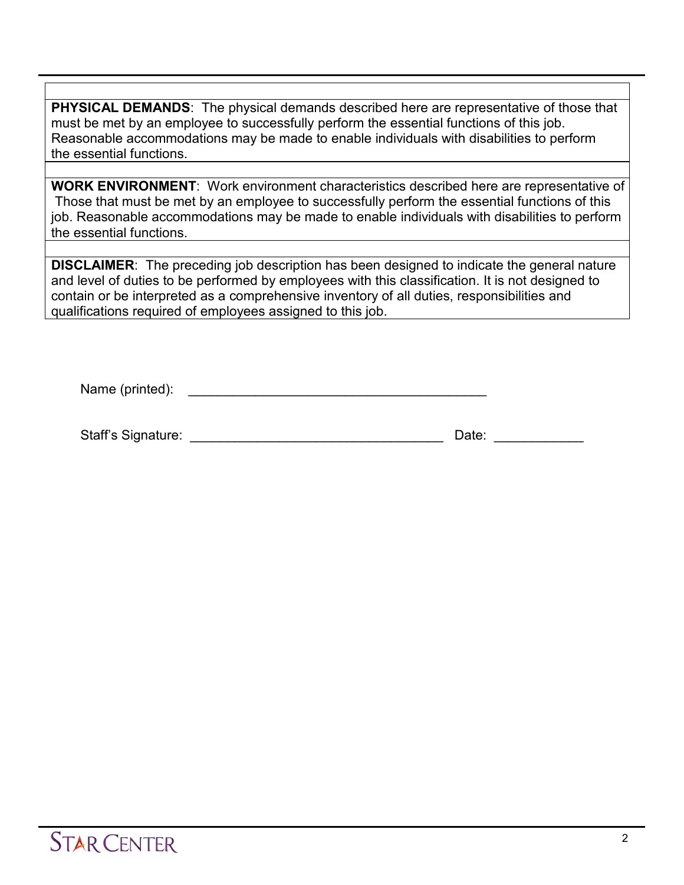**PHYSICAL DEMANDS**: The physical demands described here are representative of those that must be met by an employee to successfully perform the essential functions of this job. Reasonable accommodations may be made to enable individuals with disabilities to perform the essential functions.

**WORK ENVIRONMENT**: Work environment characteristics described here are representative of Those that must be met by an employee to successfully perform the essential functions of this job. Reasonable accommodations may be made to enable individuals with disabilities to perform the essential functions.

**DISCLAIMER**: The preceding job description has been designed to indicate the general nature and level of duties to be performed by employees with this classification. It is not designed to contain or be interpreted as a comprehensive inventory of all duties, responsibilities and qualifications required of employees assigned to this job.

Name (printed): ________________________________________

Staff's Signature: __________________________________ Date: ____________